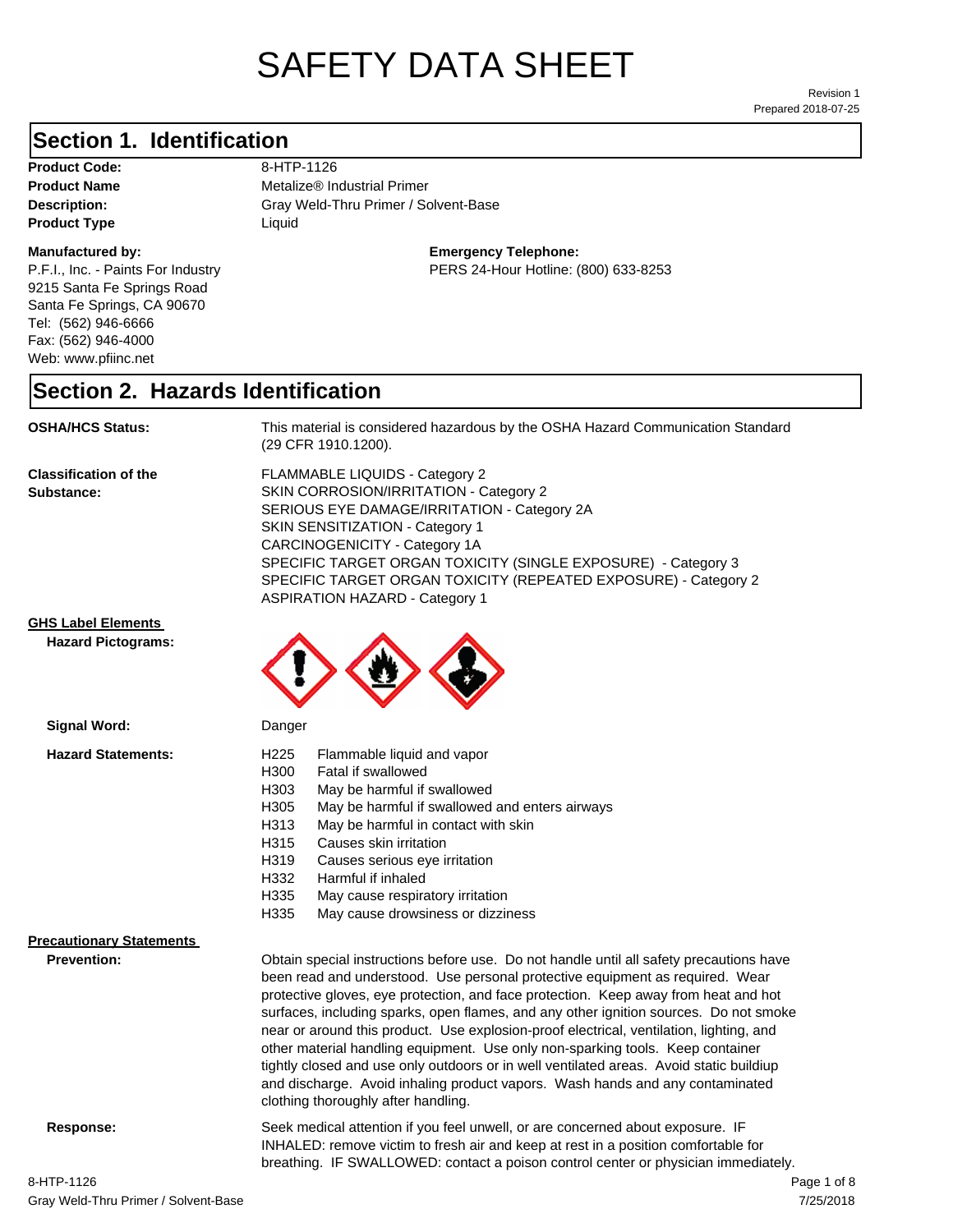# SAFETY DATA SHEET

Revision 1
Prepared 2018-07-25

## Section 1. Identification

**Product Code:** 8-HTP-1126
**Product Name** Metalize® Industrial Primer
**Description:** Gray Weld-Thru Primer / Solvent-Base
**Product Type** Liquid

**Manufactured by:**
P.F.I., Inc. - Paints For Industry
9215 Santa Fe Springs Road
Santa Fe Springs, CA 90670
Tel: (562) 946-6666
Fax: (562) 946-4000
Web: www.pfiinc.net

**Emergency Telephone:**
PERS 24-Hour Hotline: (800) 633-8253

## Section 2. Hazards Identification

**OSHA/HCS Status:** This material is considered hazardous by the OSHA Hazard Communication Standard (29 CFR 1910.1200).

**Classification of the Substance:**
FLAMMABLE LIQUIDS - Category 2
SKIN CORROSION/IRRITATION - Category 2
SERIOUS EYE DAMAGE/IRRITATION - Category 2A
SKIN SENSITIZATION - Category 1
CARCINOGENICITY - Category 1A
SPECIFIC TARGET ORGAN TOXICITY (SINGLE EXPOSURE) - Category 3
SPECIFIC TARGET ORGAN TOXICITY (REPEATED EXPOSURE) - Category 2
ASPIRATION HAZARD - Category 1

**GHS Label Elements**

**Hazard Pictograms:**

**Signal Word:** Danger

**Hazard Statements:**

| | |
|---|---|
| H225 | Flammable liquid and vapor |
| H300 | Fatal if swallowed |
| H303 | May be harmful if swallowed |
| H305 | May be harmful if swallowed and enters airways |
| H313 | May be harmful in contact with skin |
| H315 | Causes skin irritation |
| H319 | Causes serious eye irritation |
| H332 | Harmful if inhaled |
| H335 | May cause respiratory irritation |
| H335 | May cause drowsiness or dizziness |

**Precautionary Statements**

**Prevention:** Obtain special instructions before use. Do not handle until all safety precautions have been read and understood. Use personal protective equipment as required. Wear protective gloves, eye protection, and face protection. Keep away from heat and hot surfaces, including sparks, open flames, and any other ignition sources. Do not smoke near or around this product. Use explosion-proof electrical, ventilation, lighting, and other material handling equipment. Use only non-sparking tools. Keep container tightly closed and use only outdoors or in well ventilated areas. Avoid static buildiup and discharge. Avoid inhaling product vapors. Wash hands and any contaminated clothing thoroughly after handling.

**Response:** Seek medical attention if you feel unwell, or are concerned about exposure. IF INHALED: remove victim to fresh air and keep at rest in a position comfortable for breathing. IF SWALLOWED: contact a poison control center or physician immediately.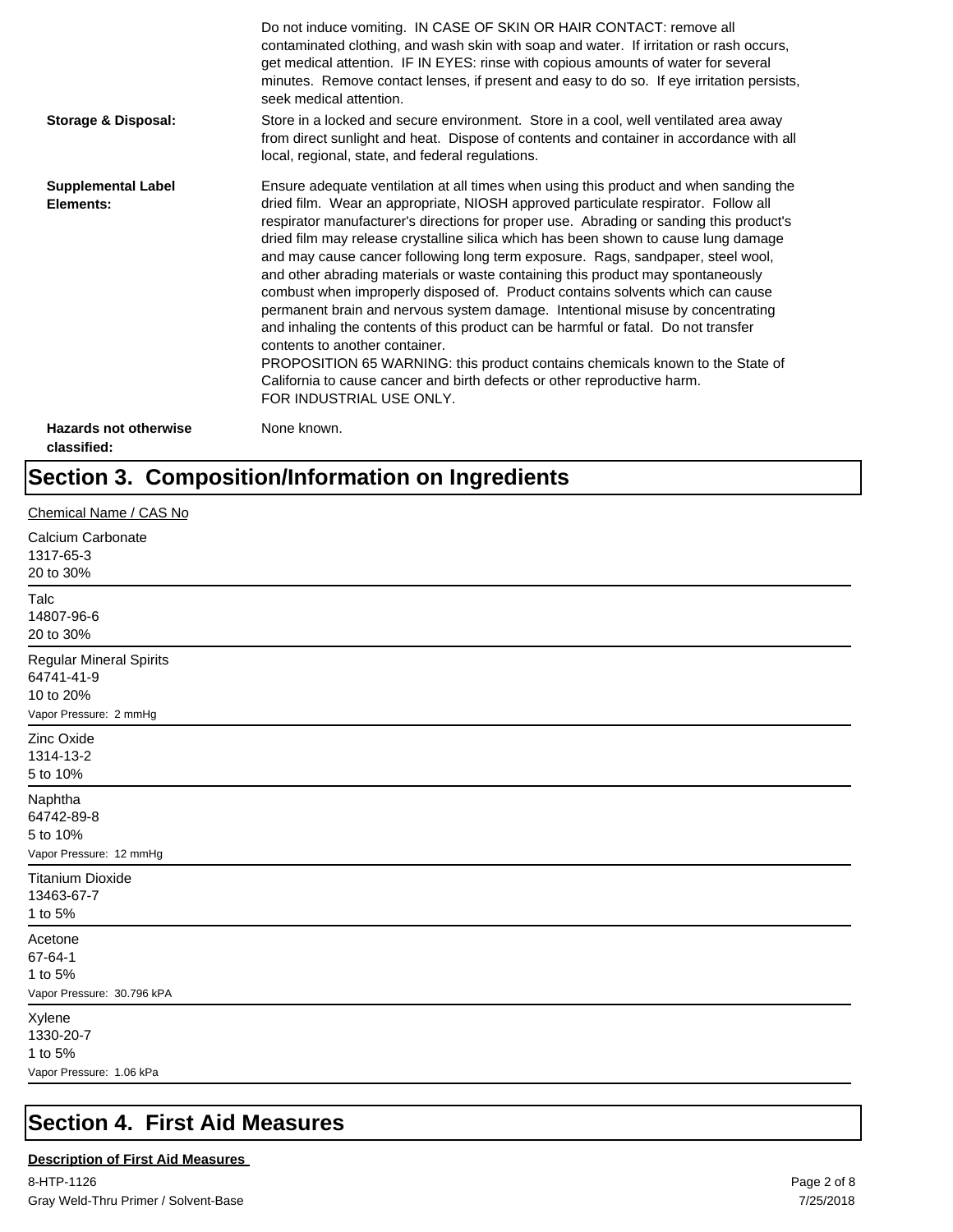Do not induce vomiting. IN CASE OF SKIN OR HAIR CONTACT: remove all contaminated clothing, and wash skin with soap and water. If irritation or rash occurs, get medical attention. IF IN EYES: rinse with copious amounts of water for several minutes. Remove contact lenses, if present and easy to do so. If eye irritation persists, seek medical attention.

**Storage & Disposal:** Store in a locked and secure environment. Store in a cool, well ventilated area away from direct sunlight and heat. Dispose of contents and container in accordance with all local, regional, state, and federal regulations.

**Supplemental Label Elements:** Ensure adequate ventilation at all times when using this product and when sanding the dried film. Wear an appropriate, NIOSH approved particulate respirator. Follow all respirator manufacturer's directions for proper use. Abrading or sanding this product's dried film may release crystalline silica which has been shown to cause lung damage and may cause cancer following long term exposure. Rags, sandpaper, steel wool, and other abrading materials or waste containing this product may spontaneously combust when improperly disposed of. Product contains solvents which can cause permanent brain and nervous system damage. Intentional misuse by concentrating and inhaling the contents of this product can be harmful or fatal. Do not transfer contents to another container.
PROPOSITION 65 WARNING: this product contains chemicals known to the State of California to cause cancer and birth defects or other reproductive harm.
FOR INDUSTRIAL USE ONLY.

**Hazards not otherwise classified:** None known.

# Section 3. Composition/Information on Ingredients

Chemical Name / CAS No

Calcium Carbonate
1317-65-3
20 to 30%

---

Talc
14807-96-6
20 to 30%

---

Regular Mineral Spirits
64741-41-9
10 to 20%
Vapor Pressure: 2 mmHg

---

Zinc Oxide
1314-13-2
5 to 10%

---

Naphtha
64742-89-8
5 to 10%
Vapor Pressure: 12 mmHg

---

Titanium Dioxide
13463-67-7
1 to 5%

---

Acetone
67-64-1
1 to 5%
Vapor Pressure: 30.796 kPA

---

Xylene
1330-20-7
1 to 5%
Vapor Pressure: 1.06 kPa

---

# Section 4. First Aid Measures

**Description of First Aid Measures**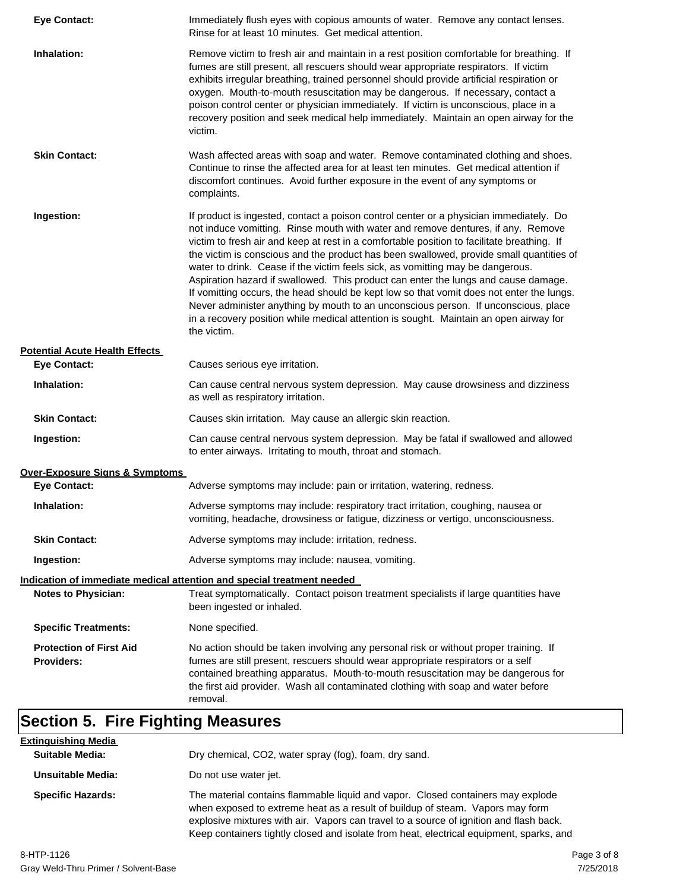**Eye Contact:** Immediately flush eyes with copious amounts of water. Remove any contact lenses. Rinse for at least 10 minutes. Get medical attention.

**Inhalation:** Remove victim to fresh air and maintain in a rest position comfortable for breathing. If fumes are still present, all rescuers should wear appropriate respirators. If victim exhibits irregular breathing, trained personnel should provide artificial respiration or oxygen. Mouth-to-mouth resuscitation may be dangerous. If necessary, contact a poison control center or physician immediately. If victim is unconscious, place in a recovery position and seek medical help immediately. Maintain an open airway for the victim.

**Skin Contact:** Wash affected areas with soap and water. Remove contaminated clothing and shoes. Continue to rinse the affected area for at least ten minutes. Get medical attention if discomfort continues. Avoid further exposure in the event of any symptoms or complaints.

**Ingestion:** If product is ingested, contact a poison control center or a physician immediately. Do not induce vomitting. Rinse mouth with water and remove dentures, if any. Remove victim to fresh air and keep at rest in a comfortable position to facilitate breathing. If the victim is conscious and the product has been swallowed, provide small quantities of water to drink. Cease if the victim feels sick, as vomitting may be dangerous. Aspiration hazard if swallowed. This product can enter the lungs and cause damage. If vomitting occurs, the head should be kept low so that vomit does not enter the lungs. Never administer anything by mouth to an unconscious person. If unconscious, place in a recovery position while medical attention is sought. Maintain an open airway for the victim.

**Potential Acute Health Effects**

**Eye Contact:** Causes serious eye irritation.

**Inhalation:** Can cause central nervous system depression. May cause drowsiness and dizziness as well as respiratory irritation.

**Skin Contact:** Causes skin irritation. May cause an allergic skin reaction.

**Ingestion:** Can cause central nervous system depression. May be fatal if swallowed and allowed to enter airways. Irritating to mouth, throat and stomach.

**Over-Exposure Signs & Symptoms**

**Eye Contact:** Adverse symptoms may include: pain or irritation, watering, redness.

**Inhalation:** Adverse symptoms may include: respiratory tract irritation, coughing, nausea or vomiting, headache, drowsiness or fatigue, dizziness or vertigo, unconsciousness.

**Skin Contact:** Adverse symptoms may include: irritation, redness.

**Ingestion:** Adverse symptoms may include: nausea, vomiting.

**Indication of immediate medical attention and special treatment needed**

**Notes to Physician:** Treat symptomatically. Contact poison treatment specialists if large quantities have been ingested or inhaled.

**Specific Treatments:** None specified.

**Protection of First Aid Providers:** No action should be taken involving any personal risk or without proper training. If fumes are still present, rescuers should wear appropriate respirators or a self contained breathing apparatus. Mouth-to-mouth resuscitation may be dangerous for the first aid provider. Wash all contaminated clothing with soap and water before removal.

## Section 5. Fire Fighting Measures

**Extinguishing Media**

**Suitable Media:** Dry chemical, $CO_2$, water spray (fog), foam, dry sand.

**Unsuitable Media:** Do not use water jet.

**Specific Hazards:** The material contains flammable liquid and vapor. Closed containers may explode when exposed to extreme heat as a result of buildup of steam. Vapors may form explosive mixtures with air. Vapors can travel to a source of ignition and flash back. Keep containers tightly closed and isolate from heat, electrical equipment, sparks, and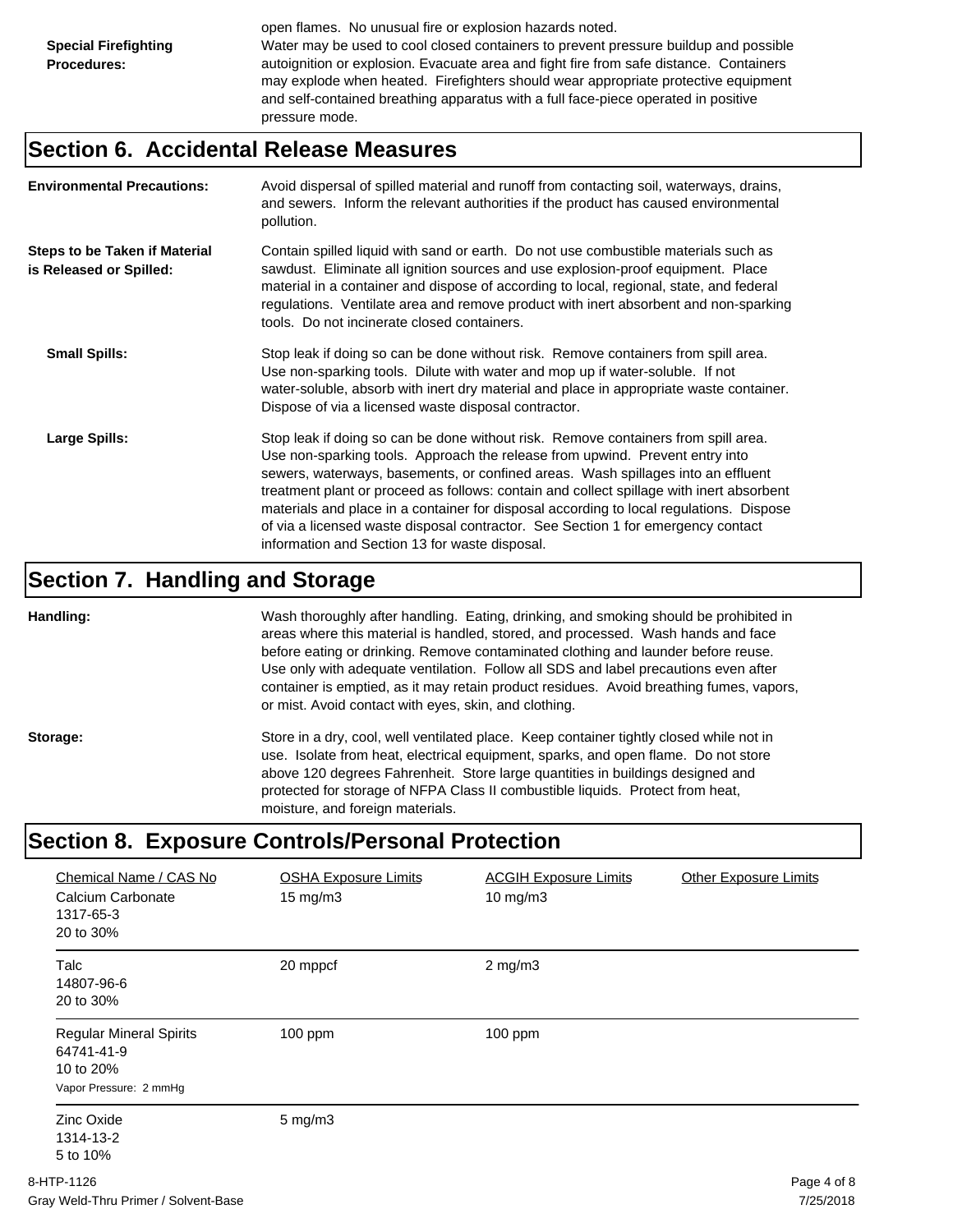open flames. No unusual fire or explosion hazards noted.

**Special Firefighting Procedures:** Water may be used to cool closed containers to prevent pressure buildup and possible autoignition or explosion. Evacuate area and fight fire from safe distance. Containers may explode when heated. Firefighters should wear appropriate protective equipment and self-contained breathing apparatus with a full face-piece operated in positive pressure mode.

## Section 6. Accidental Release Measures

**Environmental Precautions:** Avoid dispersal of spilled material and runoff from contacting soil, waterways, drains, and sewers. Inform the relevant authorities if the product has caused environmental pollution.

**Steps to be Taken if Material is Released or Spilled:** Contain spilled liquid with sand or earth. Do not use combustible materials such as sawdust. Eliminate all ignition sources and use explosion-proof equipment. Place material in a container and dispose of according to local, regional, state, and federal regulations. Ventilate area and remove product with inert absorbent and non-sparking tools. Do not incinerate closed containers.

**Small Spills:** Stop leak if doing so can be done without risk. Remove containers from spill area. Use non-sparking tools. Dilute with water and mop up if water-soluble. If not water-soluble, absorb with inert dry material and place in appropriate waste container. Dispose of via a licensed waste disposal contractor.

**Large Spills:** Stop leak if doing so can be done without risk. Remove containers from spill area. Use non-sparking tools. Approach the release from upwind. Prevent entry into sewers, waterways, basements, or confined areas. Wash spillages into an effluent treatment plant or proceed as follows: contain and collect spillage with inert absorbent materials and place in a container for disposal according to local regulations. Dispose of via a licensed waste disposal contractor. See Section 1 for emergency contact information and Section 13 for waste disposal.

## Section 7. Handling and Storage

**Handling:** Wash thoroughly after handling. Eating, drinking, and smoking should be prohibited in areas where this material is handled, stored, and processed. Wash hands and face before eating or drinking. Remove contaminated clothing and launder before reuse. Use only with adequate ventilation. Follow all SDS and label precautions even after container is emptied, as it may retain product residues. Avoid breathing fumes, vapors, or mist. Avoid contact with eyes, skin, and clothing.

**Storage:** Store in a dry, cool, well ventilated place. Keep container tightly closed while not in use. Isolate from heat, electrical equipment, sparks, and open flame. Do not store above 120 degrees Fahrenheit. Store large quantities in buildings designed and protected for storage of NFPA Class II combustible liquids. Protect from heat, moisture, and foreign materials.

## Section 8. Exposure Controls/Personal Protection

| Chemical Name / CAS No | OSHA Exposure Limits | ACGIH Exposure Limits | Other Exposure Limits |
|---|---|---|---|
| Calcium Carbonate<br>1317-65-3<br>20 to 30% | 15 mg/m3 | 10 mg/m3 | |
| Talc<br>14807-96-6<br>20 to 30% | 20 mppcf | 2 mg/m3 | |
| Regular Mineral Spirits<br>64741-41-9<br>10 to 20%<br>Vapor Pressure: 2 mmHg | 100 ppm | 100 ppm | |
| Zinc Oxide<br>1314-13-2<br>5 to 10% | 5 mg/m3 | | |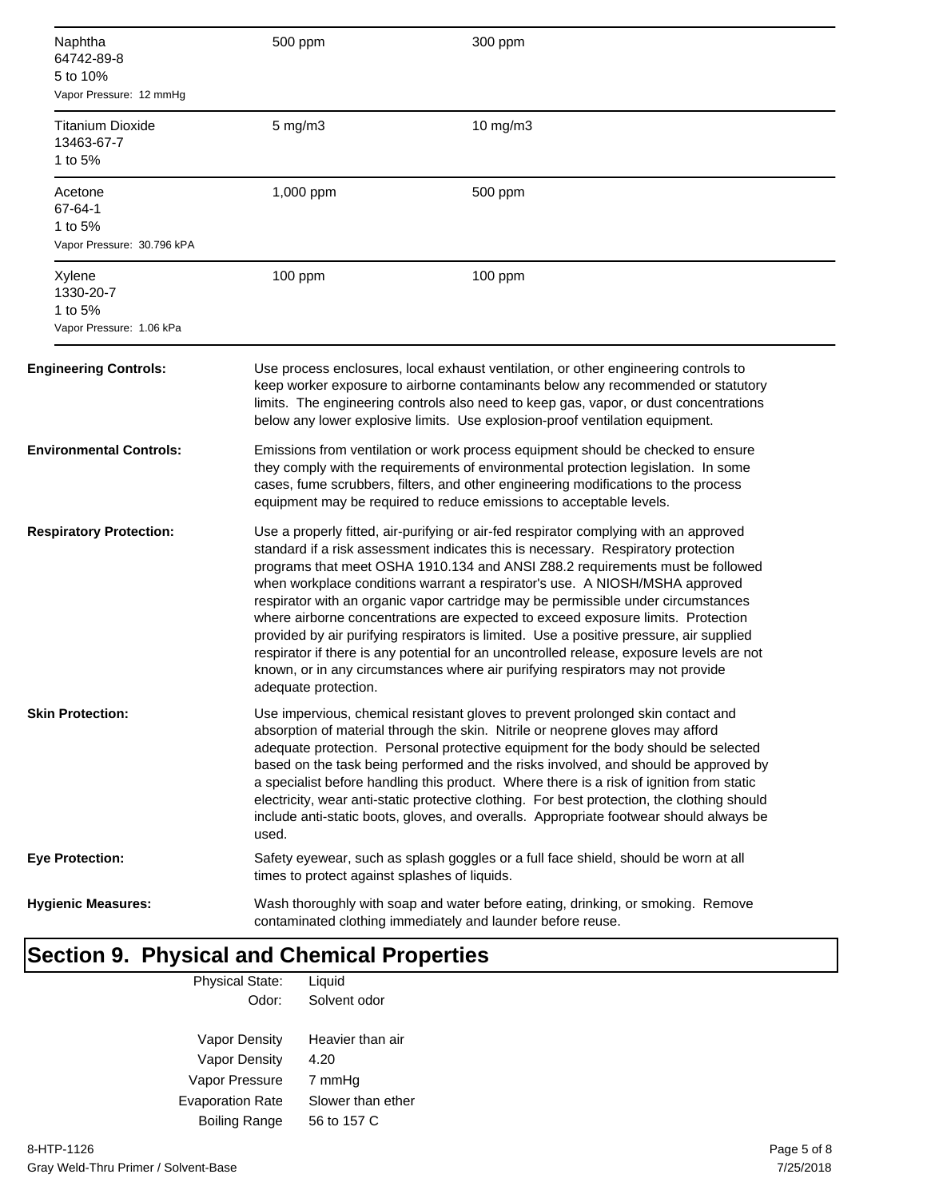| Component | | |
|---|---|---|
| Naphtha<br>64742-89-8<br>5 to 10%<br>Vapor Pressure: 12 mmHg | 500 ppm | 300 ppm |
| Titanium Dioxide<br>13463-67-7<br>1 to 5% | 5 mg/m3 | 10 mg/m3 |
| Acetone<br>67-64-1<br>1 to 5%<br>Vapor Pressure: 30.796 kPA | 1,000 ppm | 500 ppm |
| Xylene<br>1330-20-7<br>1 to 5%<br>Vapor Pressure: 1.06 kPa | 100 ppm | 100 ppm |

**Engineering Controls:** Use process enclosures, local exhaust ventilation, or other engineering controls to keep worker exposure to airborne contaminants below any recommended or statutory limits. The engineering controls also need to keep gas, vapor, or dust concentrations below any lower explosive limits. Use explosion-proof ventilation equipment.

**Environmental Controls:** Emissions from ventilation or work process equipment should be checked to ensure they comply with the requirements of environmental protection legislation. In some cases, fume scrubbers, filters, and other engineering modifications to the process equipment may be required to reduce emissions to acceptable levels.

**Respiratory Protection:** Use a properly fitted, air-purifying or air-fed respirator complying with an approved standard if a risk assessment indicates this is necessary. Respiratory protection programs that meet OSHA 1910.134 and ANSI Z88.2 requirements must be followed when workplace conditions warrant a respirator's use. A NIOSH/MSHA approved respirator with an organic vapor cartridge may be permissible under circumstances where airborne concentrations are expected to exceed exposure limits. Protection provided by air purifying respirators is limited. Use a positive pressure, air supplied respirator if there is any potential for an uncontrolled release, exposure levels are not known, or in any circumstances where air purifying respirators may not provide adequate protection.

**Skin Protection:** Use impervious, chemical resistant gloves to prevent prolonged skin contact and absorption of material through the skin. Nitrile or neoprene gloves may afford adequate protection. Personal protective equipment for the body should be selected based on the task being performed and the risks involved, and should be approved by a specialist before handling this product. Where there is a risk of ignition from static electricity, wear anti-static protective clothing. For best protection, the clothing should include anti-static boots, gloves, and overalls. Appropriate footwear should always be used.

**Eye Protection:** Safety eyewear, such as splash goggles or a full face shield, should be worn at all times to protect against splashes of liquids.

**Hygienic Measures:** Wash thoroughly with soap and water before eating, drinking, or smoking. Remove contaminated clothing immediately and launder before reuse.

# Section 9. Physical and Chemical Properties

| | |
|---|---|
| Physical State: | Liquid |
| Odor: | Solvent odor |
| Vapor Density | Heavier than air |
| Vapor Density | 4.20 |
| Vapor Pressure | 7 mmHg |
| Evaporation Rate | Slower than ether |
| Boiling Range | 56 to 157 C |

8-HTP-1126
Gray Weld-Thru Primer / Solvent-Base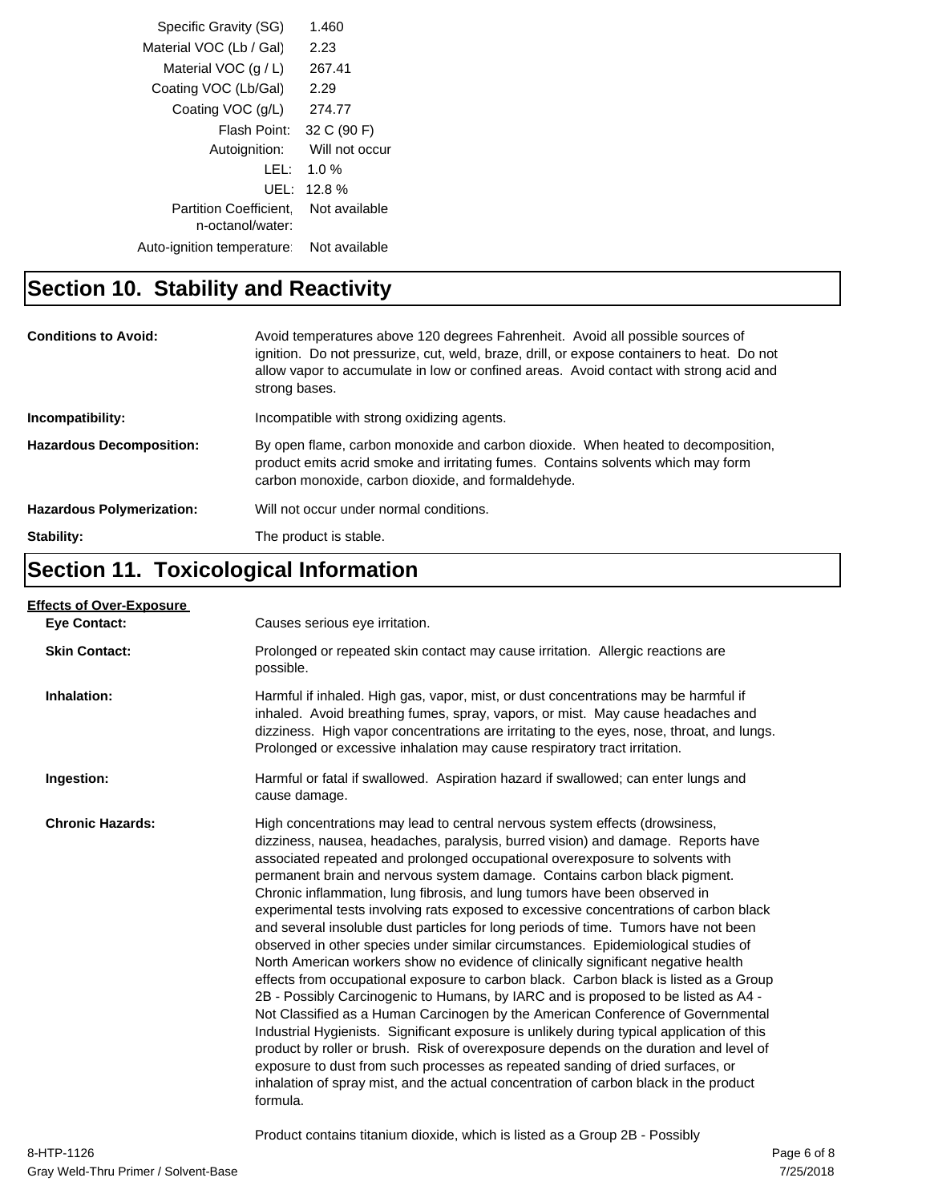| Property | Value |
| --- | --- |
| Specific Gravity (SG) | 1.460 |
| Material VOC (Lb / Gal) | 2.23 |
| Material VOC (g / L) | 267.41 |
| Coating VOC (Lb/Gal) | 2.29 |
| Coating VOC (g/L) | 274.77 |
| Flash Point: | 32 C (90 F) |
| Autoignition: | Will not occur |
| LEL: | 1.0 % |
| UEL: | 12.8 % |
| Partition Coefficient, n-octanol/water: | Not available |
| Auto-ignition temperature: | Not available |

## Section 10. Stability and Reactivity

**Conditions to Avoid:** Avoid temperatures above 120 degrees Fahrenheit. Avoid all possible sources of ignition. Do not pressurize, cut, weld, braze, drill, or expose containers to heat. Do not allow vapor to accumulate in low or confined areas. Avoid contact with strong acid and strong bases.

**Incompatibility:** Incompatible with strong oxidizing agents.

**Hazardous Decomposition:** By open flame, carbon monoxide and carbon dioxide. When heated to decomposition, product emits acrid smoke and irritating fumes. Contains solvents which may form carbon monoxide, carbon dioxide, and formaldehyde.

**Hazardous Polymerization:** Will not occur under normal conditions.

**Stability:** The product is stable.

## Section 11. Toxicological Information

**Effects of Over-Exposure**

**Eye Contact:** Causes serious eye irritation.

**Skin Contact:** Prolonged or repeated skin contact may cause irritation. Allergic reactions are possible.

**Inhalation:** Harmful if inhaled. High gas, vapor, mist, or dust concentrations may be harmful if inhaled. Avoid breathing fumes, spray, vapors, or mist. May cause headaches and dizziness. High vapor concentrations are irritating to the eyes, nose, throat, and lungs. Prolonged or excessive inhalation may cause respiratory tract irritation.

**Ingestion:** Harmful or fatal if swallowed. Aspiration hazard if swallowed; can enter lungs and cause damage.

**Chronic Hazards:** High concentrations may lead to central nervous system effects (drowsiness, dizziness, nausea, headaches, paralysis, burred vision) and damage. Reports have associated repeated and prolonged occupational overexposure to solvents with permanent brain and nervous system damage. Contains carbon black pigment. Chronic inflammation, lung fibrosis, and lung tumors have been observed in experimental tests involving rats exposed to excessive concentrations of carbon black and several insoluble dust particles for long periods of time. Tumors have not been observed in other species under similar circumstances. Epidemiological studies of North American workers show no evidence of clinically significant negative health effects from occupational exposure to carbon black. Carbon black is listed as a Group 2B - Possibly Carcinogenic to Humans, by IARC and is proposed to be listed as A4 - Not Classified as a Human Carcinogen by the American Conference of Governmental Industrial Hygienists. Significant exposure is unlikely during typical application of this product by roller or brush. Risk of overexposure depends on the duration and level of exposure to dust from such processes as repeated sanding of dried surfaces, or inhalation of spray mist, and the actual concentration of carbon black in the product formula.

Product contains titanium dioxide, which is listed as a Group 2B - Possibly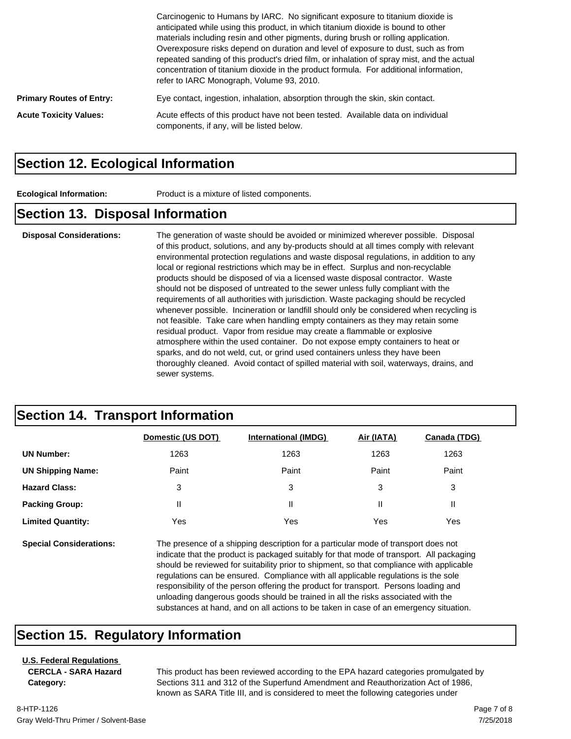Carcinogenic to Humans by IARC. No significant exposure to titanium dioxide is anticipated while using this product, in which titanium dioxide is bound to other materials including resin and other pigments, during brush or rolling application. Overexposure risks depend on duration and level of exposure to dust, such as from repeated sanding of this product's dried film, or inhalation of spray mist, and the actual concentration of titanium dioxide in the product formula. For additional information, refer to IARC Monograph, Volume 93, 2010.

**Primary Routes of Entry:** Eye contact, ingestion, inhalation, absorption through the skin, skin contact.

**Acute Toxicity Values:** Acute effects of this product have not been tested. Available data on individual components, if any, will be listed below.

## Section 12. Ecological Information

**Ecological Information:** Product is a mixture of listed components.

## Section 13. Disposal Information

**Disposal Considerations:** The generation of waste should be avoided or minimized wherever possible. Disposal of this product, solutions, and any by-products should at all times comply with relevant environmental protection regulations and waste disposal regulations, in addition to any local or regional restrictions which may be in effect. Surplus and non-recyclable products should be disposed of via a licensed waste disposal contractor. Waste should not be disposed of untreated to the sewer unless fully compliant with the requirements of all authorities with jurisdiction. Waste packaging should be recycled whenever possible. Incineration or landfill should only be considered when recycling is not feasible. Take care when handling empty containers as they may retain some residual product. Vapor from residue may create a flammable or explosive atmosphere within the used container. Do not expose empty containers to heat or sparks, and do not weld, cut, or grind used containers unless they have been thoroughly cleaned. Avoid contact of spilled material with soil, waterways, drains, and sewer systems.

## Section 14. Transport Information

| | Domestic (US DOT) | International (IMDG) | Air (IATA) | Canada (TDG) |
|---|---|---|---|---|
| **UN Number:** | 1263 | 1263 | 1263 | 1263 |
| **UN Shipping Name:** | Paint | Paint | Paint | Paint |
| **Hazard Class:** | 3 | 3 | 3 | 3 |
| **Packing Group:** | II | II | II | II |
| **Limited Quantity:** | Yes | Yes | Yes | Yes |

**Special Considerations:** The presence of a shipping description for a particular mode of transport does not indicate that the product is packaged suitably for that mode of transport. All packaging should be reviewed for suitability prior to shipment, so that compliance with applicable regulations can be ensured. Compliance with all applicable regulations is the sole responsibility of the person offering the product for transport. Persons loading and unloading dangerous goods should be trained in all the risks associated with the substances at hand, and on all actions to be taken in case of an emergency situation.

## Section 15. Regulatory Information

**U.S. Federal Regulations**

**CERCLA - SARA Hazard Category:** This product has been reviewed according to the EPA hazard categories promulgated by Sections 311 and 312 of the Superfund Amendment and Reauthorization Act of 1986, known as SARA Title III, and is considered to meet the following categories under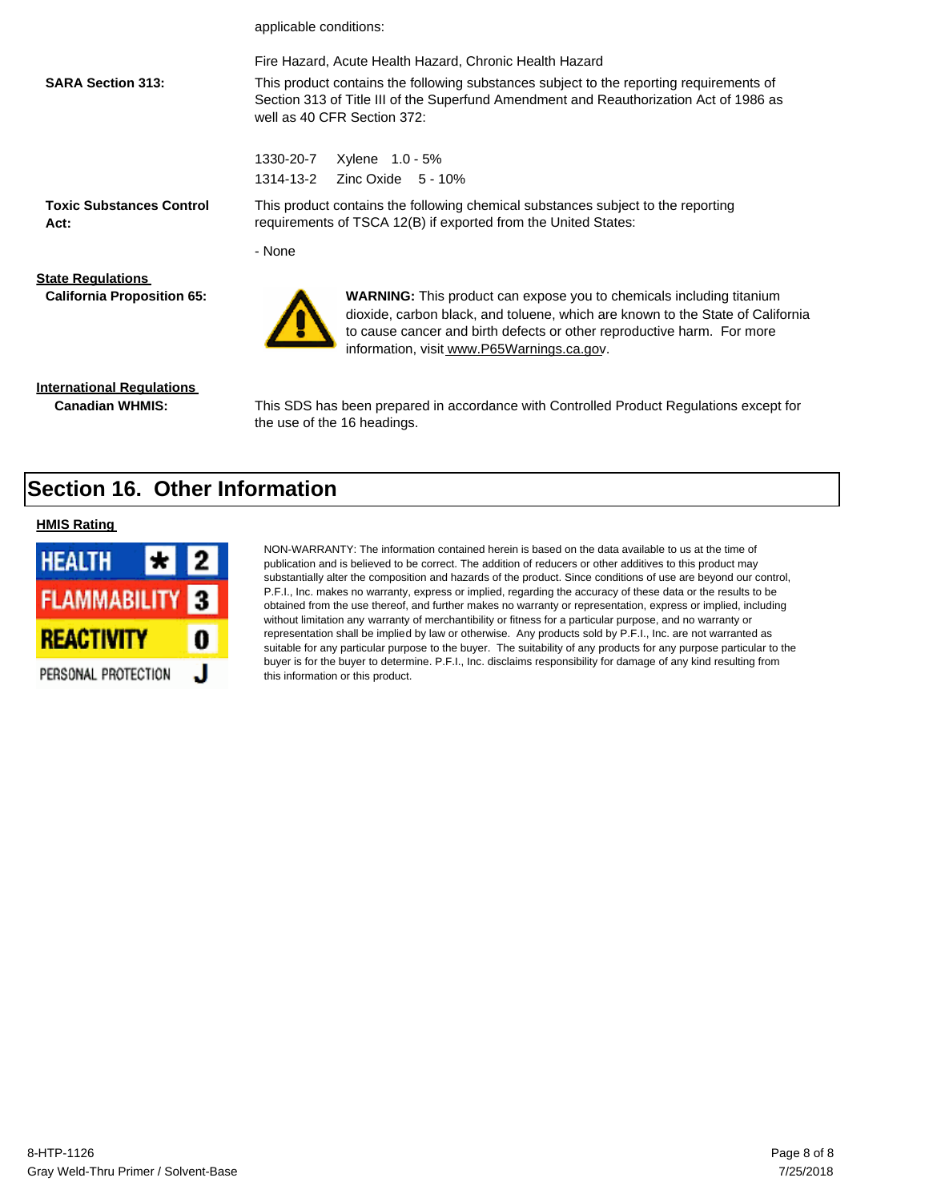applicable conditions:

Fire Hazard, Acute Health Hazard, Chronic Health Hazard

**SARA Section 313:** This product contains the following substances subject to the reporting requirements of Section 313 of Title III of the Superfund Amendment and Reauthorization Act of 1986 as well as 40 CFR Section 372:

| | | |
|---|---|---|
| 1330-20-7 | Xylene | 1.0 - 5% |
| 1314-13-2 | Zinc Oxide | 5 - 10% |

**Toxic Substances Control Act:** This product contains the following chemical substances subject to the reporting requirements of TSCA 12(B) if exported from the United States:

- None

**State Regulations**

**California Proposition 65:**

**WARNING:** This product can expose you to chemicals including titanium dioxide, carbon black, and toluene, which are known to the State of California to cause cancer and birth defects or other reproductive harm. For more information, visit www.P65Warnings.ca.gov.

**International Regulations**

**Canadian WHMIS:** This SDS has been prepared in accordance with Controlled Product Regulations except for the use of the 16 headings.

## Section 16. Other Information

**HMIS Rating**

| | | |
|---|---|---|
| HEALTH | * | 2 |
| FLAMMABILITY | | 3 |
| REACTIVITY | | 0 |
| PERSONAL PROTECTION | | J |

NON-WARRANTY: The information contained herein is based on the data available to us at the time of publication and is believed to be correct. The addition of reducers or other additives to this product may substantially alter the composition and hazards of the product. Since conditions of use are beyond our control, P.F.I., Inc. makes no warranty, express or implied, regarding the accuracy of these data or the results to be obtained from the use thereof, and further makes no warranty or representation, express or implied, including without limitation any warranty of merchantibility or fitness for a particular purpose, and no warranty or representation shall be implied by law or otherwise. Any products sold by P.F.I., Inc. are not warranted as suitable for any particular purpose to the buyer. The suitability of any products for any purpose particular to the buyer is for the buyer to determine. P.F.I., Inc. disclaims responsibility for damage of any kind resulting from this information or this product.

8-HTP-1126

Gray Weld-Thru Primer / Solvent-Base

7/25/2018